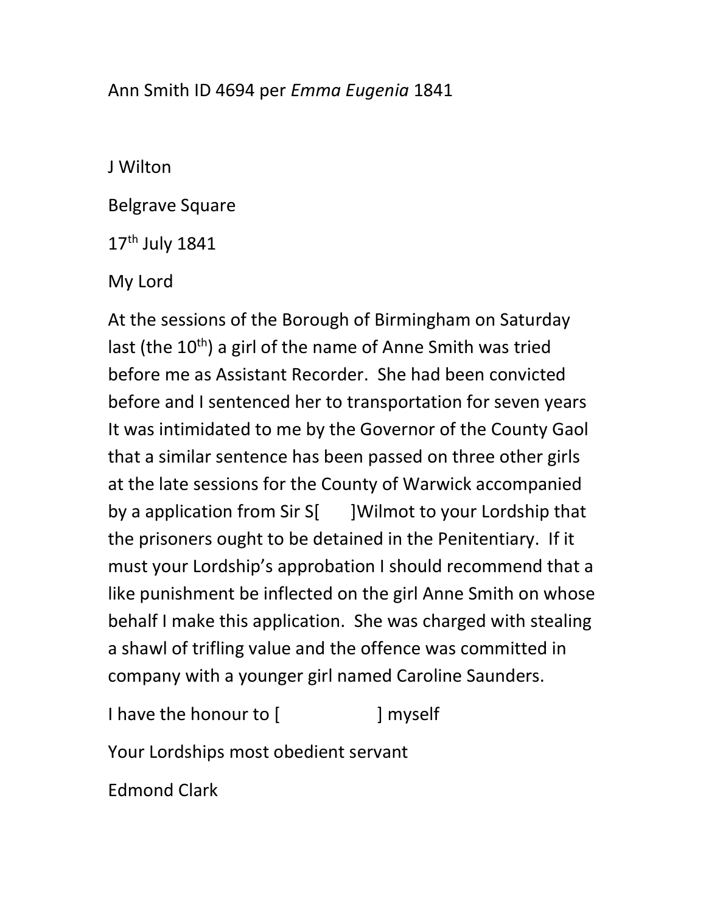Ann Smith ID 4694 per *Emma Eugenia* 1841

J Wilton

Belgrave Square

17th July 1841

My Lord

At the sessions of the Borough of Birmingham on Saturday last (the 10th) a girl of the name of Anne Smith was tried before me as Assistant Recorder. She had been convicted before and I sentenced her to transportation for seven years It was intimidated to me by the Governor of the County Gaol that a similar sentence has been passed on three other girls at the late sessions for the County of Warwick accompanied by a application from Sir S[ ]Wilmot to your Lordship that the prisoners ought to be detained in the Penitentiary. If it must your Lordship's approbation I should recommend that a like punishment be inflected on the girl Anne Smith on whose behalf I make this application. She was charged with stealing a shawl of trifling value and the offence was committed in company with a younger girl named Caroline Saunders.

I have the honour to [ ] myself

Your Lordships most obedient servant

Edmond Clark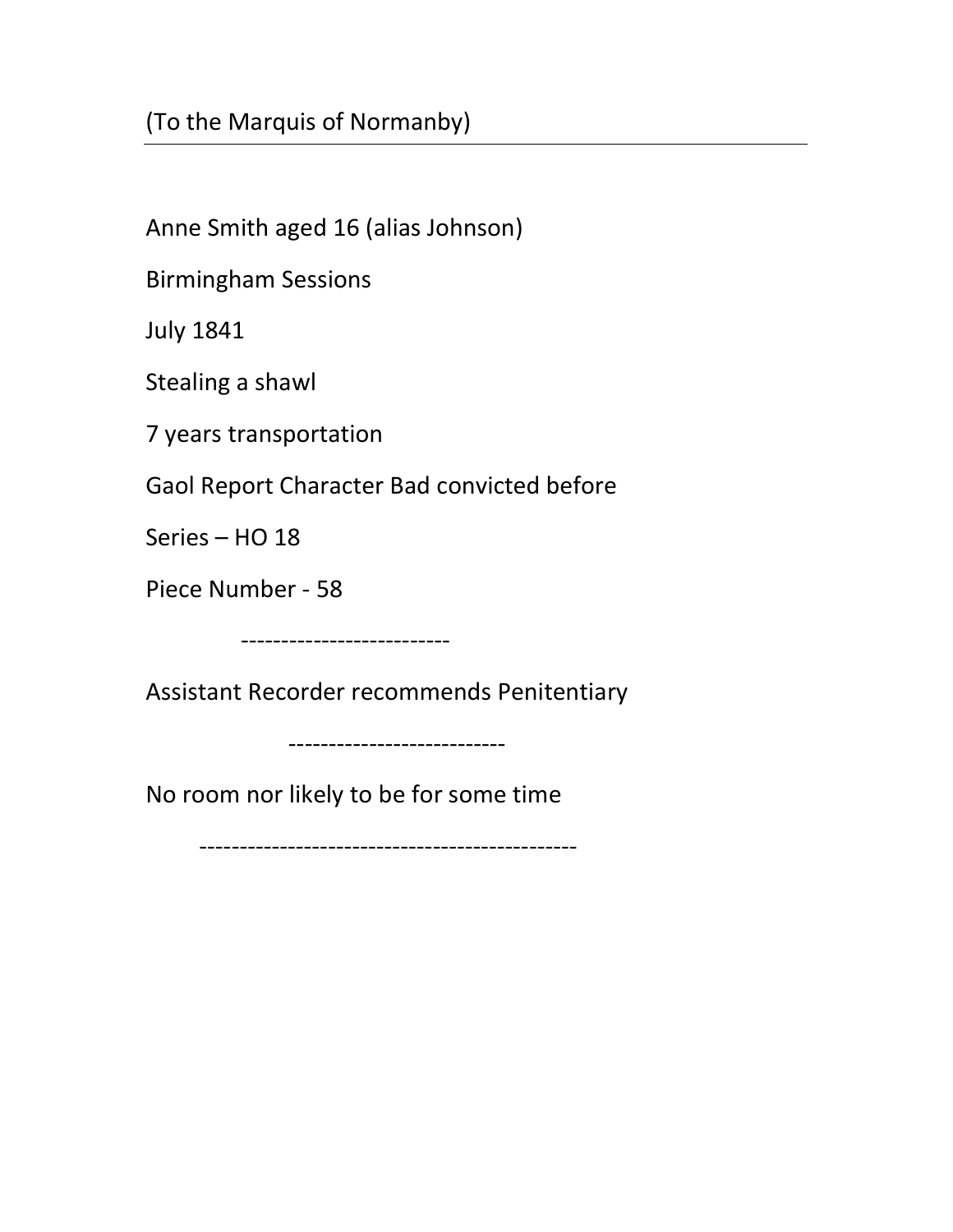(To the Marquis of Normanby)

---

Anne Smith aged 16 (alias Johnson)

Birmingham Sessions

July 1841

Stealing a shawl

7 years transportation

Gaol Report Character Bad convicted before

Series – HO 18

Piece Number - 58

-------------------------

Assistant Recorder recommends Penitentiary

--------------------------

No room nor likely to be for some time

---------------------------------------------